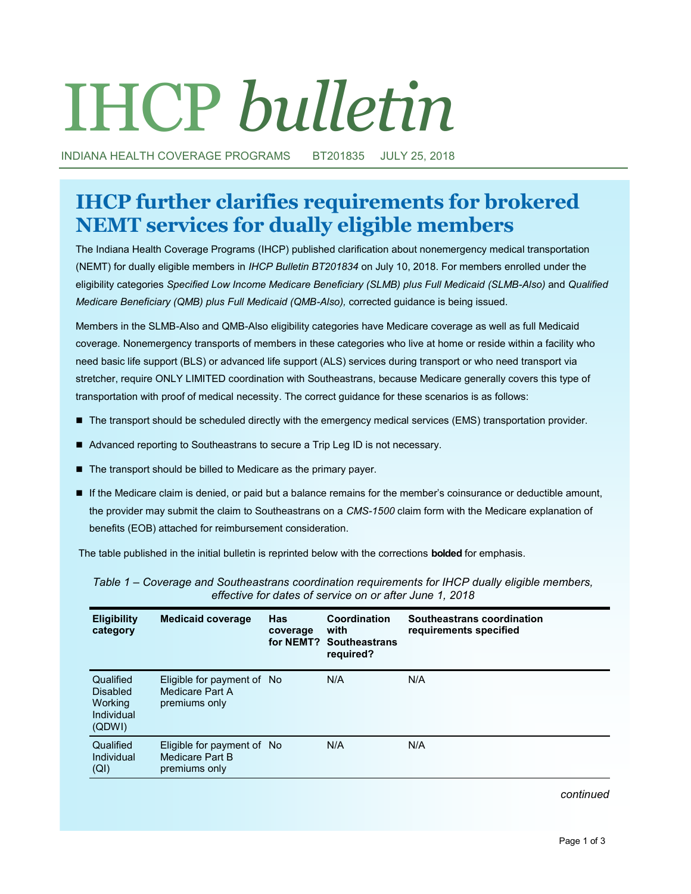# IHCP *bulletin*

INDIANA HEALTH COVERAGE PROGRAMS BT201835 JULY 25, 2018

## IHCP further clarifies requirements for brokered NEMT services for dually eligible members

The Indiana Health Coverage Programs (IHCP) published clarification about nonemergency medical transportation (NEMT) for dually eligible members in *IHCP Bulletin BT201834* on July 10, 2018. For members enrolled under the eligibility categories *Specified Low Income Medicare Beneficiary (SLMB) plus Full Medicaid (SLMB-Also)* and *Qualified Medicare Beneficiary (QMB) plus Full Medicaid (QMB-Also),* corrected guidance is being issued.

Members in the SLMB-Also and QMB-Also eligibility categories have Medicare coverage as well as full Medicaid coverage. Nonemergency transports of members in these categories who live at home or reside within a facility who need basic life support (BLS) or advanced life support (ALS) services during transport or who need transport via stretcher, require ONLY LIMITED coordination with Southeastrans, because Medicare generally covers this type of transportation with proof of medical necessity. The correct guidance for these scenarios is as follows:

- The transport should be scheduled directly with the emergency medical services (EMS) transportation provider.
- Advanced reporting to Southeastrans to secure a Trip Leg ID is not necessary.
- The transport should be billed to Medicare as the primary payer.
- If the Medicare claim is denied, or paid but a balance remains for the member's coinsurance or deductible amount, the provider may submit the claim to Southeastrans on a *CMS-1500* claim form with the Medicare explanation of benefits (EOB) attached for reimbursement consideration.

The table published in the initial bulletin is reprinted below with the corrections **bolded** for emphasis.

*Table 1 – Coverage and Southeastrans coordination requirements for IHCP dually eligible members, effective for dates of service on or after June 1, 2018*

| Eligibility category | Medicaid coverage | Has coverage for NEMT? | Coordination with Southeastrans required? | Southeastrans coordination requirements specified |
|---|---|---|---|---|
| Qualified Disabled Working Individual (QDWI) | Eligible for payment of Medicare Part A premiums only | No | N/A | N/A |
| Qualified Individual (QI) | Eligible for payment of Medicare Part B premiums only | No | N/A | N/A |

*continued*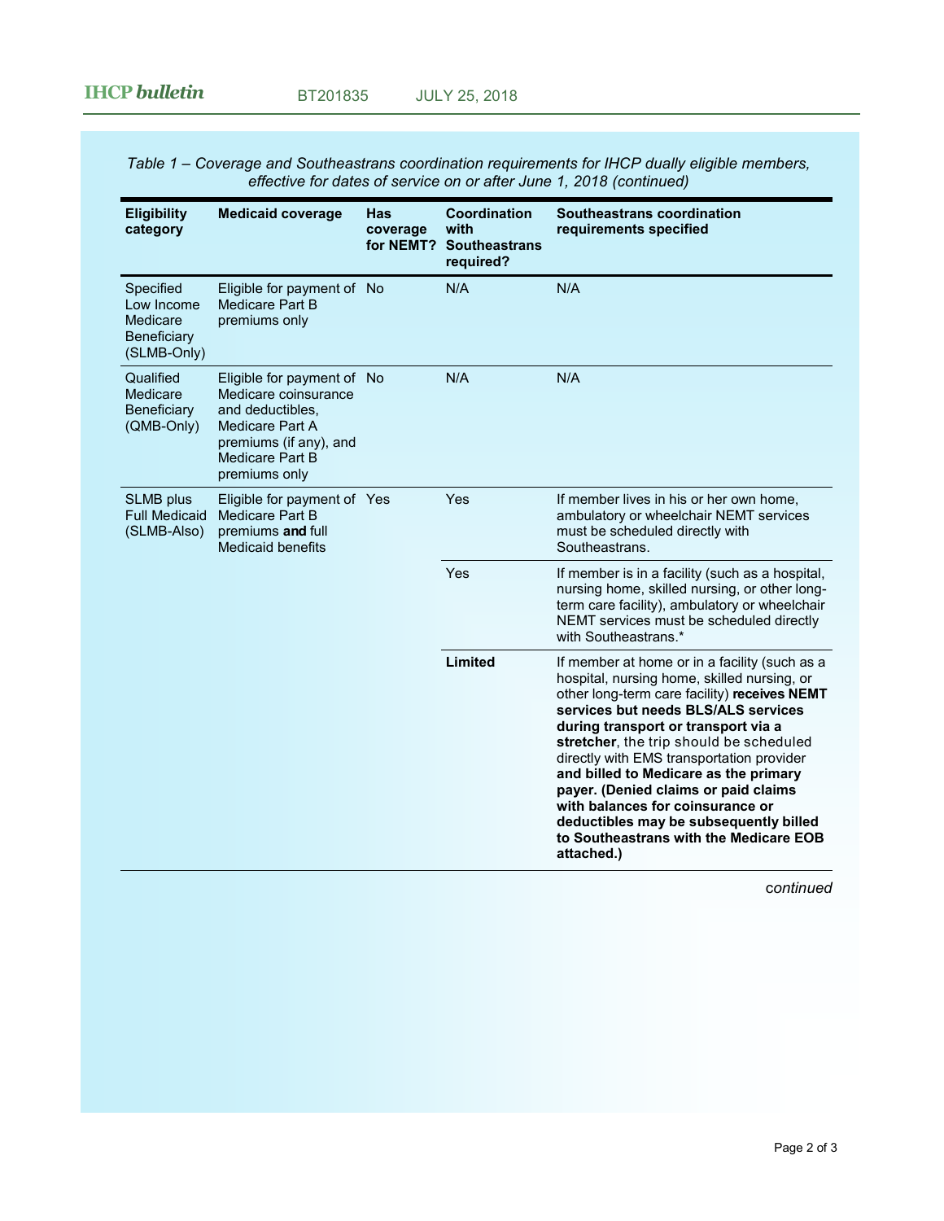*Table 1 – Coverage and Southeastrans coordination requirements for IHCP dually eligible members, effective for dates of service on or after June 1, 2018 (continued)*

| Eligibility category | Medicaid coverage | Has coverage for NEMT? | Coordination with Southeastrans required? | Southeastrans coordination requirements specified |
|---|---|---|---|---|
| Specified Low Income Medicare Beneficiary (SLMB-Only) | Eligible for payment of Medicare Part B premiums only | No | N/A | N/A |
| Qualified Medicare Beneficiary (QMB-Only) | Eligible for payment of Medicare coinsurance and deductibles, Medicare Part A premiums (if any), and Medicare Part B premiums only | No | N/A | N/A |
| SLMB plus Full Medicaid (SLMB-Also) | Eligible for payment of Medicare Part B premiums **and** full Medicaid benefits | Yes | Yes | If member lives in his or her own home, ambulatory or wheelchair NEMT services must be scheduled directly with Southeastrans. |
| | | | Yes | If member is in a facility (such as a hospital, nursing home, skilled nursing, or other long-term care facility), ambulatory or wheelchair NEMT services must be scheduled directly with Southeastrans.* |
| | | | **Limited** | If member at home or in a facility (such as a hospital, nursing home, skilled nursing, or other long-term care facility) **receives NEMT services but needs BLS/ALS services during transport or transport via a stretcher**, the trip should be scheduled directly with EMS transportation provider **and billed to Medicare as the primary payer. (Denied claims or paid claims with balances for coinsurance or deductibles may be subsequently billed to Southeastrans with the Medicare EOB attached.)** |

*continued*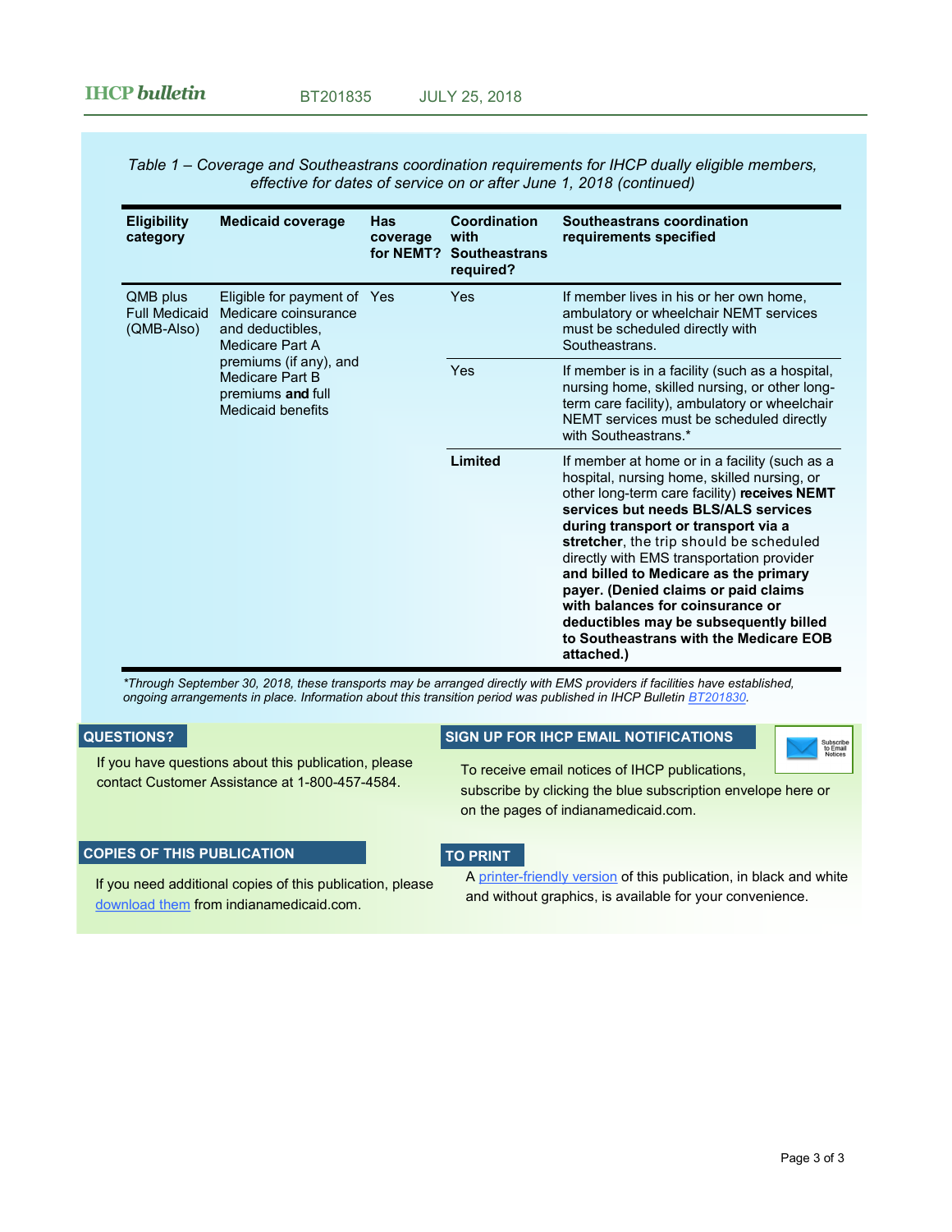*Table 1 – Coverage and Southeastrans coordination requirements for IHCP dually eligible members, effective for dates of service on or after June 1, 2018 (continued)*

| Eligibility category | Medicaid coverage | Has coverage for NEMT? | Coordination with Southeastrans required? | Southeastrans coordination requirements specified |
|---|---|---|---|---|
| QMB plus Full Medicaid (QMB-Also) | Eligible for payment of Medicare coinsurance and deductibles, Medicare Part A premiums (if any), and Medicare Part B premiums **and** full Medicaid benefits | Yes | Yes | If member lives in his or her own home, ambulatory or wheelchair NEMT services must be scheduled directly with Southeastrans. |
| | | | Yes | If member is in a facility (such as a hospital, nursing home, skilled nursing, or other long-term care facility), ambulatory or wheelchair NEMT services must be scheduled directly with Southeastrans.* |
| | | | **Limited** | If member at home or in a facility (such as a hospital, nursing home, skilled nursing, or other long-term care facility) **receives NEMT services but needs BLS/ALS services during transport or transport via a stretcher**, the trip should be scheduled directly with EMS transportation provider **and billed to Medicare as the primary payer. (Denied claims or paid claims with balances for coinsurance or deductibles may be subsequently billed to Southeastrans with the Medicare EOB attached.)** |

*\*Through September 30, 2018, these transports may be arranged directly with EMS providers if facilities have established, ongoing arrangements in place. Information about this transition period was published in IHCP Bulletin BT201830.*

## QUESTIONS?

If you have questions about this publication, please contact Customer Assistance at 1-800-457-4584.

## COPIES OF THIS PUBLICATION

If you need additional copies of this publication, please download them from indianamedicaid.com.

## SIGN UP FOR IHCP EMAIL NOTIFICATIONS

To receive email notices of IHCP publications, subscribe by clicking the blue subscription envelope here or on the pages of indianamedicaid.com.

## TO PRINT

A printer-friendly version of this publication, in black and white and without graphics, is available for your convenience.